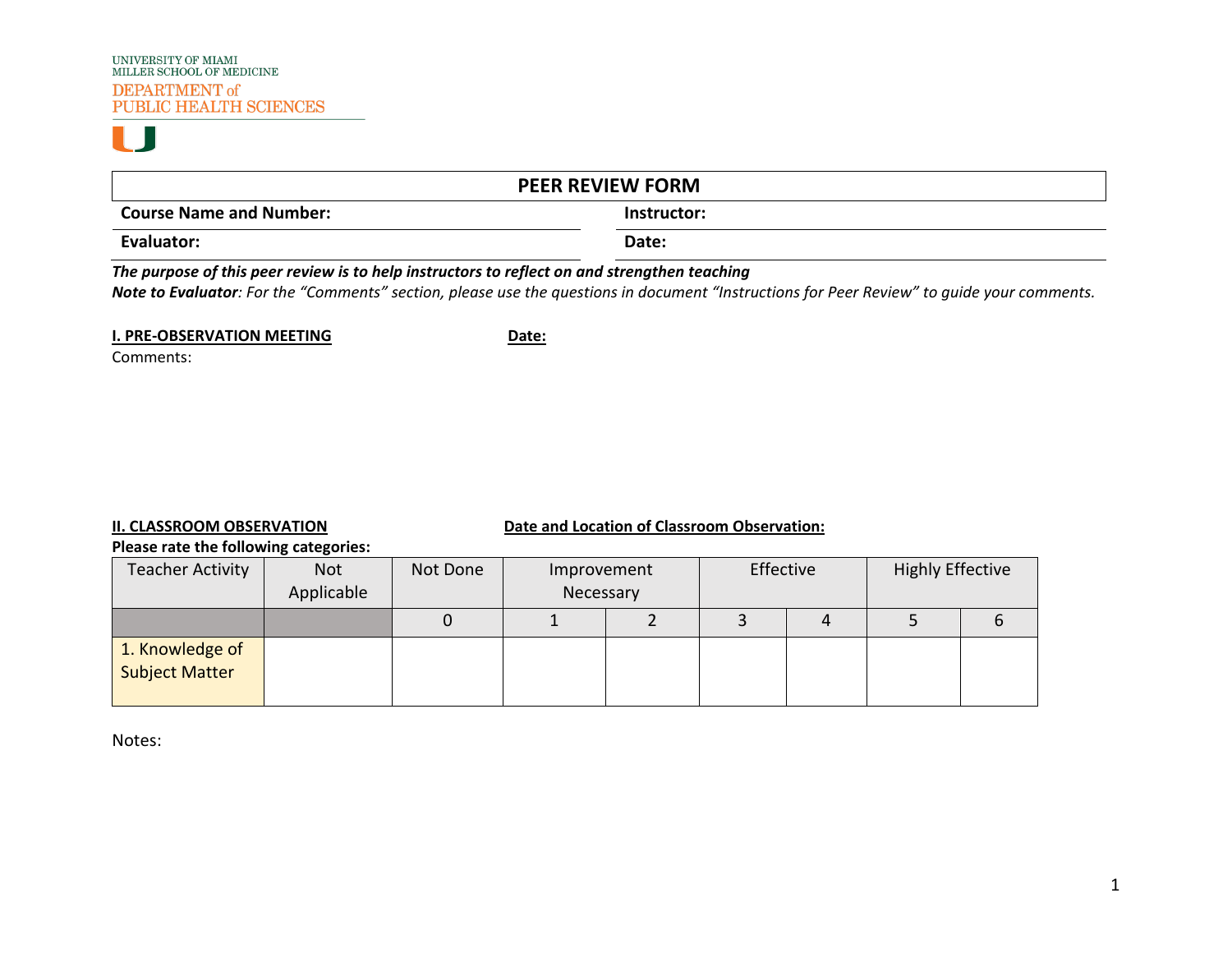UNIVERSITY OF MIAMI
MILLER SCHOOL OF MEDICINE
DEPARTMENT of
PUBLIC HEALTH SCIENCES

# PEER REVIEW FORM

**Course Name and Number:**

**Instructor:**

**Evaluator:**

**Date:**

***The purpose of this peer review is to help instructors to reflect on and strengthen teaching***

***Note to Evaluator**: For the "Comments" section, please use the questions in document "Instructions for Peer Review" to guide your comments.*

**I. PRE-OBSERVATION MEETING** **Date:**

Comments:

**II. CLASSROOM OBSERVATION** **Date and Location of Classroom Observation:**

**Please rate the following categories:**

| Teacher Activity | Not Applicable | Not Done | Improvement Necessary | | Effective | | Highly Effective | |
|---|---|---|---|---|---|---|---|---|
| | | 0 | 1 | 2 | 3 | 4 | 5 | 6 |
| 1. Knowledge of Subject Matter | | | | | | | | |

Notes: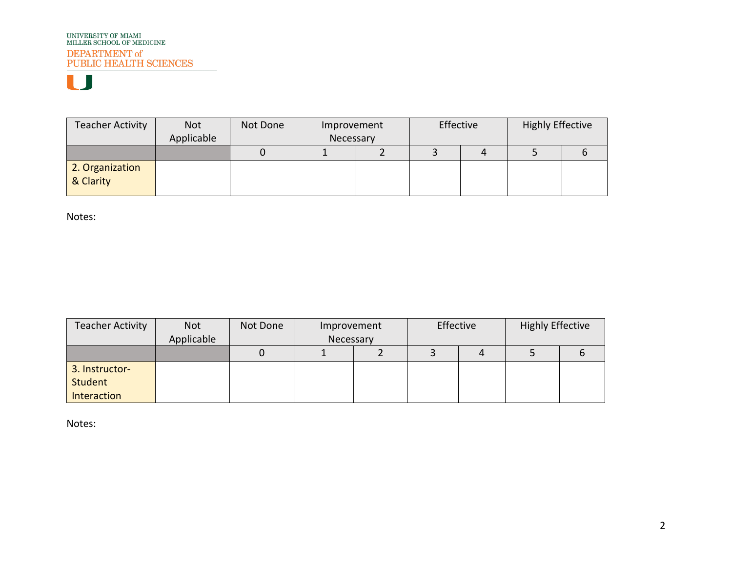| Teacher Activity | Not Applicable | Not Done | Improvement Necessary | | Effective | | Highly Effective | |
|---|---|---|---|---|---|---|---|---|
| | | 0 | 1 | 2 | 3 | 4 | 5 | 6 |
| 2. Organization & Clarity | | | | | | | | |

Notes:

| Teacher Activity | Not Applicable | Not Done | Improvement Necessary | | Effective | | Highly Effective | |
|---|---|---|---|---|---|---|---|---|
| | | 0 | 1 | 2 | 3 | 4 | 5 | 6 |
| 3. Instructor-Student Interaction | | | | | | | | |

Notes: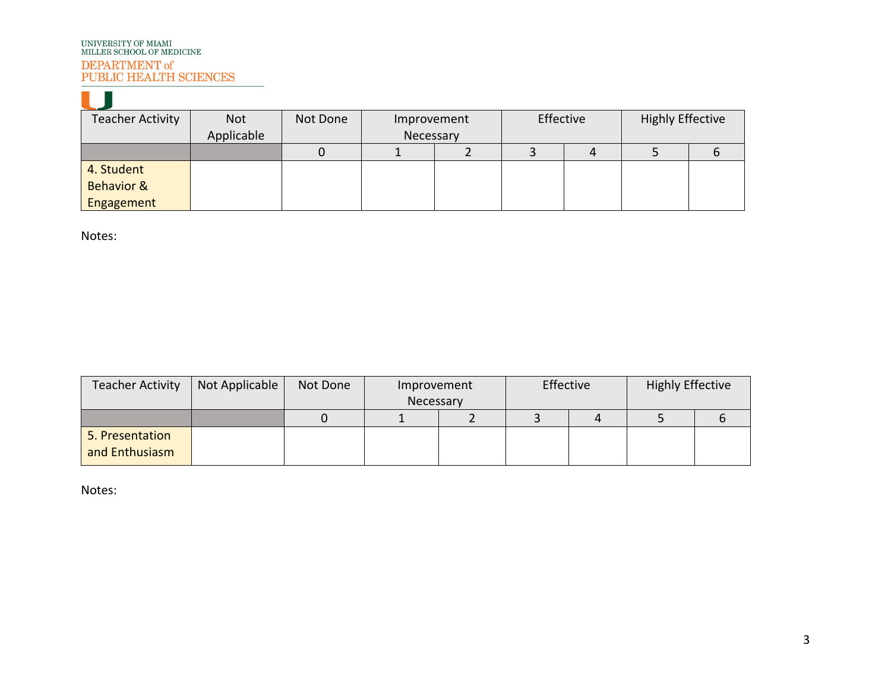| Teacher Activity | Not Applicable | Not Done | Improvement Necessary | | Effective | | Highly Effective | |
|---|---|---|---|---|---|---|---|---|
| | | 0 | 1 | 2 | 3 | 4 | 5 | 6 |
| 4. Student Behavior & Engagement | | | | | | | | |

Notes:

| Teacher Activity | Not Applicable | Not Done | Improvement Necessary | | Effective | | Highly Effective | |
|---|---|---|---|---|---|---|---|---|
| | | 0 | 1 | 2 | 3 | 4 | 5 | 6 |
| 5. Presentation and Enthusiasm | | | | | | | | |

Notes: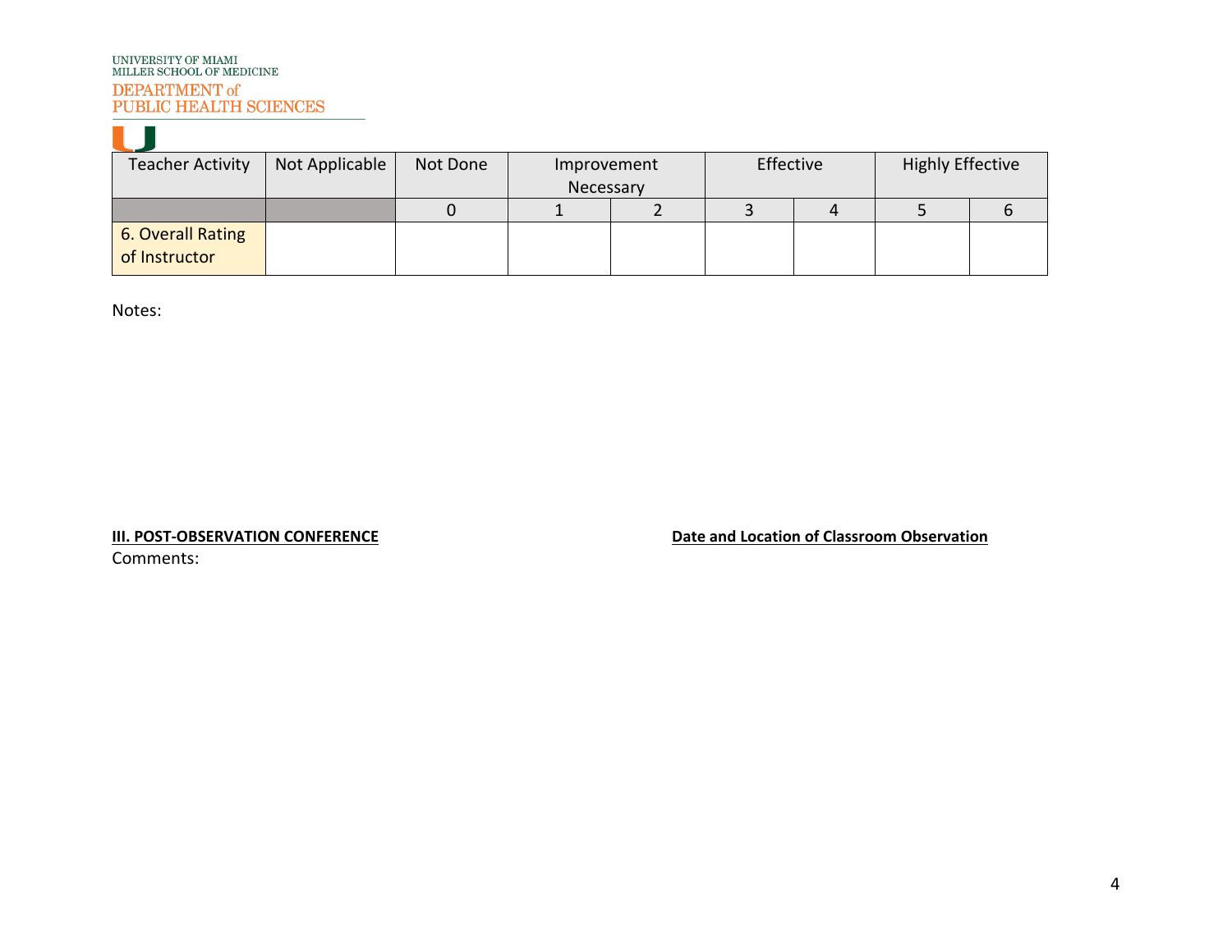| Teacher Activity | Not Applicable | Not Done | Improvement Necessary | | Effective | | Highly Effective | |
|---|---|---|---|---|---|---|---|---|
| | | 0 | 1 | 2 | 3 | 4 | 5 | 6 |
| 6. Overall Rating of Instructor | | | | | | | | |

Notes:

**III. POST-OBSERVATION CONFERENCE**

**Date and Location of Classroom Observation**

Comments: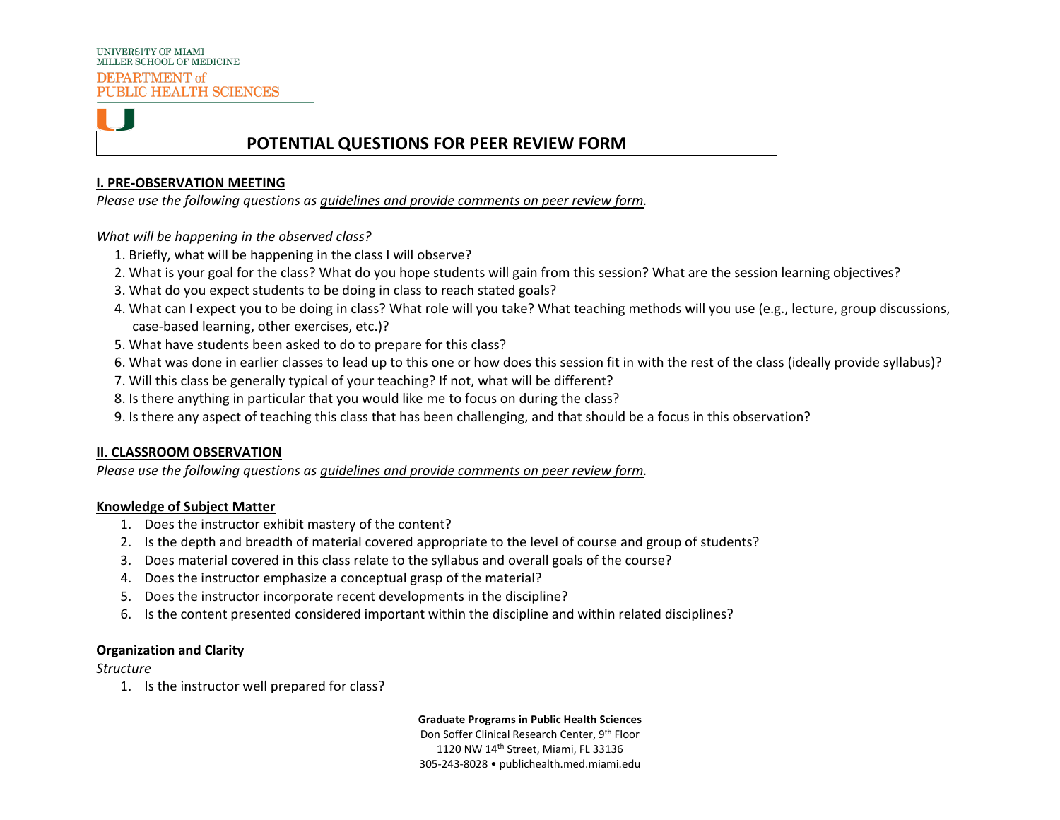# POTENTIAL QUESTIONS FOR PEER REVIEW FORM

## I. PRE-OBSERVATION MEETING

*Please use the following questions as guidelines and provide comments on peer review form.*

*What will be happening in the observed class?*

1. Briefly, what will be happening in the class I will observe?
2. What is your goal for the class? What do you hope students will gain from this session? What are the session learning objectives?
3. What do you expect students to be doing in class to reach stated goals?
4. What can I expect you to be doing in class? What role will you take? What teaching methods will you use (e.g., lecture, group discussions, case-based learning, other exercises, etc.)?
5. What have students been asked to do to prepare for this class?
6. What was done in earlier classes to lead up to this one or how does this session fit in with the rest of the class (ideally provide syllabus)?
7. Will this class be generally typical of your teaching? If not, what will be different?
8. Is there anything in particular that you would like me to focus on during the class?
9. Is there any aspect of teaching this class that has been challenging, and that should be a focus in this observation?

## II. CLASSROOM OBSERVATION

*Please use the following questions as guidelines and provide comments on peer review form.*

### Knowledge of Subject Matter

1. Does the instructor exhibit mastery of the content?
2. Is the depth and breadth of material covered appropriate to the level of course and group of students?
3. Does material covered in this class relate to the syllabus and overall goals of the course?
4. Does the instructor emphasize a conceptual grasp of the material?
5. Does the instructor incorporate recent developments in the discipline?
6. Is the content presented considered important within the discipline and within related disciplines?

### Organization and Clarity

*Structure*

1. Is the instructor well prepared for class?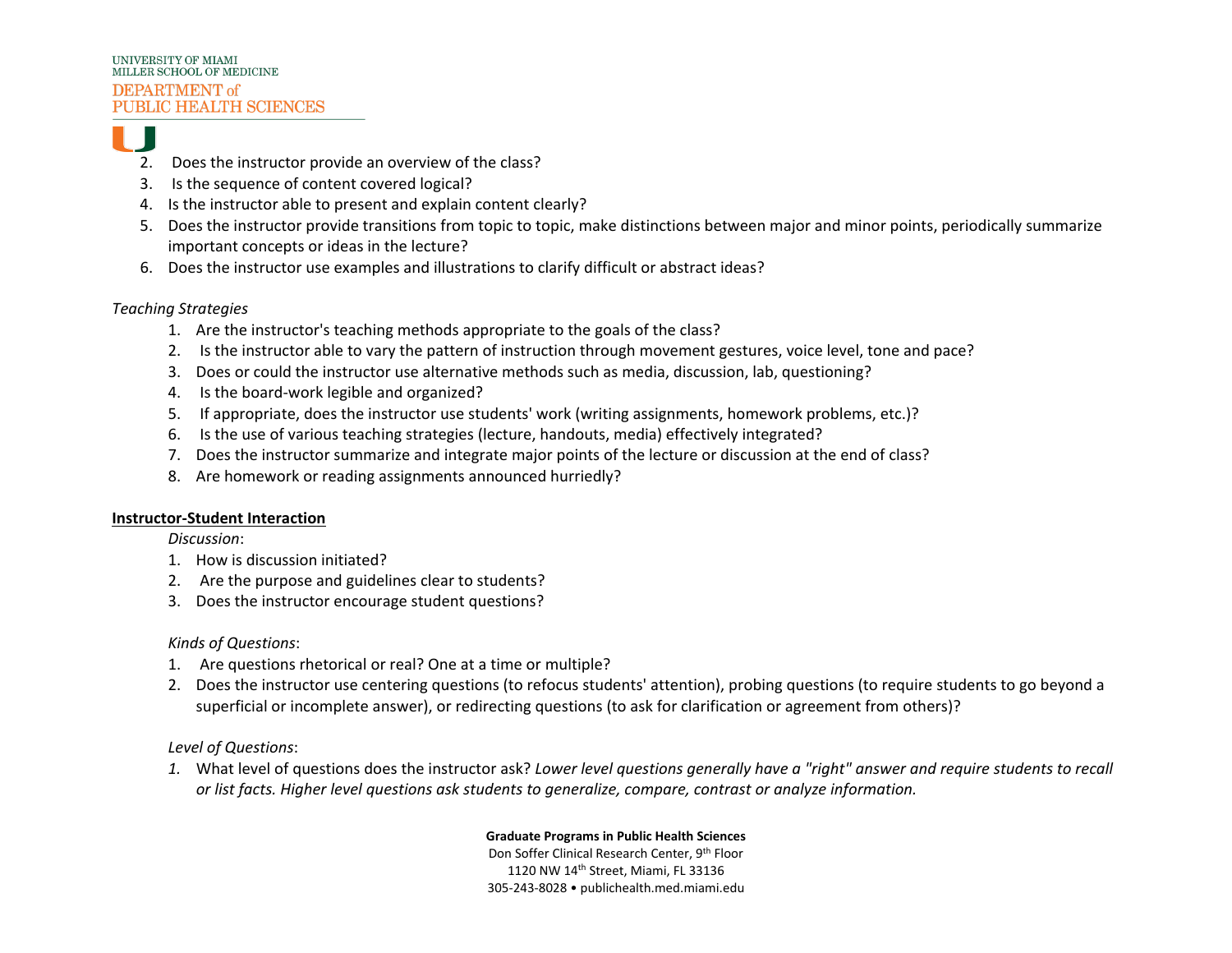2. Does the instructor provide an overview of the class?
3. Is the sequence of content covered logical?
4. Is the instructor able to present and explain content clearly?
5. Does the instructor provide transitions from topic to topic, make distinctions between major and minor points, periodically summarize important concepts or ideas in the lecture?
6. Does the instructor use examples and illustrations to clarify difficult or abstract ideas?

*Teaching Strategies*

1. Are the instructor's teaching methods appropriate to the goals of the class?
2. Is the instructor able to vary the pattern of instruction through movement gestures, voice level, tone and pace?
3. Does or could the instructor use alternative methods such as media, discussion, lab, questioning?
4. Is the board-work legible and organized?
5. If appropriate, does the instructor use students' work (writing assignments, homework problems, etc.)?
6. Is the use of various teaching strategies (lecture, handouts, media) effectively integrated?
7. Does the instructor summarize and integrate major points of the lecture or discussion at the end of class?
8. Are homework or reading assignments announced hurriedly?

**<u>Instructor-Student Interaction</u>**

*Discussion*:

1. How is discussion initiated?
2. Are the purpose and guidelines clear to students?
3. Does the instructor encourage student questions?

*Kinds of Questions*:

1. Are questions rhetorical or real? One at a time or multiple?
2. Does the instructor use centering questions (to refocus students' attention), probing questions (to require students to go beyond a superficial or incomplete answer), or redirecting questions (to ask for clarification or agreement from others)?

*Level of Questions*:

1. What level of questions does the instructor ask? *Lower level questions generally have a "right" answer and require students to recall or list facts. Higher level questions ask students to generalize, compare, contrast or analyze information.*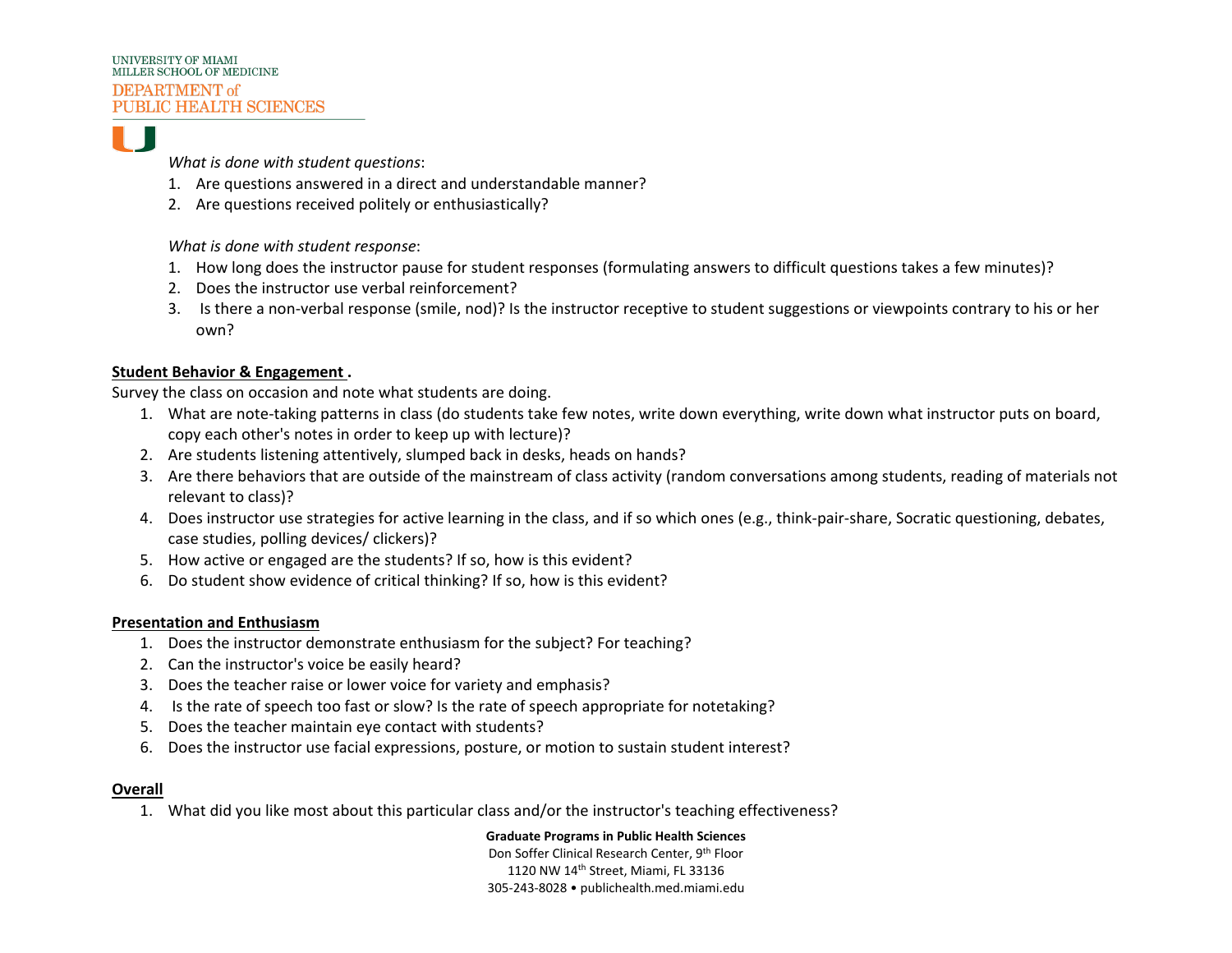*What is done with student questions*:

1. Are questions answered in a direct and understandable manner?
2. Are questions received politely or enthusiastically?

*What is done with student response*:

1. How long does the instructor pause for student responses (formulating answers to difficult questions takes a few minutes)?
2. Does the instructor use verbal reinforcement?
3. Is there a non-verbal response (smile, nod)? Is the instructor receptive to student suggestions or viewpoints contrary to his or her own?

**Student Behavior & Engagement .**

Survey the class on occasion and note what students are doing.

1. What are note-taking patterns in class (do students take few notes, write down everything, write down what instructor puts on board, copy each other's notes in order to keep up with lecture)?
2. Are students listening attentively, slumped back in desks, heads on hands?
3. Are there behaviors that are outside of the mainstream of class activity (random conversations among students, reading of materials not relevant to class)?
4. Does instructor use strategies for active learning in the class, and if so which ones (e.g., think-pair-share, Socratic questioning, debates, case studies, polling devices/ clickers)?
5. How active or engaged are the students? If so, how is this evident?
6. Do student show evidence of critical thinking? If so, how is this evident?

**Presentation and Enthusiasm**

1. Does the instructor demonstrate enthusiasm for the subject? For teaching?
2. Can the instructor's voice be easily heard?
3. Does the teacher raise or lower voice for variety and emphasis?
4. Is the rate of speech too fast or slow? Is the rate of speech appropriate for notetaking?
5. Does the teacher maintain eye contact with students?
6. Does the instructor use facial expressions, posture, or motion to sustain student interest?

**Overall**

1. What did you like most about this particular class and/or the instructor's teaching effectiveness?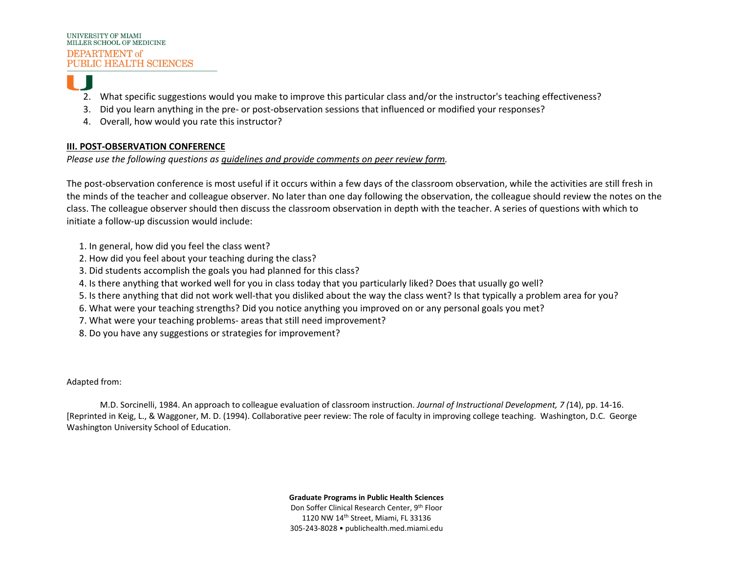2. What specific suggestions would you make to improve this particular class and/or the instructor's teaching effectiveness?
3. Did you learn anything in the pre- or post-observation sessions that influenced or modified your responses?
4. Overall, how would you rate this instructor?

**III. POST-OBSERVATION CONFERENCE**

*Please use the following questions as guidelines and provide comments on peer review form.*

The post-observation conference is most useful if it occurs within a few days of the classroom observation, while the activities are still fresh in the minds of the teacher and colleague observer. No later than one day following the observation, the colleague should review the notes on the class. The colleague observer should then discuss the classroom observation in depth with the teacher. A series of questions with which to initiate a follow-up discussion would include:

1. In general, how did you feel the class went?
2. How did you feel about your teaching during the class?
3. Did students accomplish the goals you had planned for this class?
4. Is there anything that worked well for you in class today that you particularly liked? Does that usually go well?
5. Is there anything that did not work well-that you disliked about the way the class went? Is that typically a problem area for you?
6. What were your teaching strengths? Did you notice anything you improved on or any personal goals you met?
7. What were your teaching problems- areas that still need improvement?
8. Do you have any suggestions or strategies for improvement?

Adapted from:

M.D. Sorcinelli, 1984. An approach to colleague evaluation of classroom instruction. *Journal of Instructional Development, 7 (*14), pp. 14-16. [Reprinted in Keig, L., & Waggoner, M. D. (1994). Collaborative peer review: The role of faculty in improving college teaching. Washington, D.C. George Washington University School of Education.